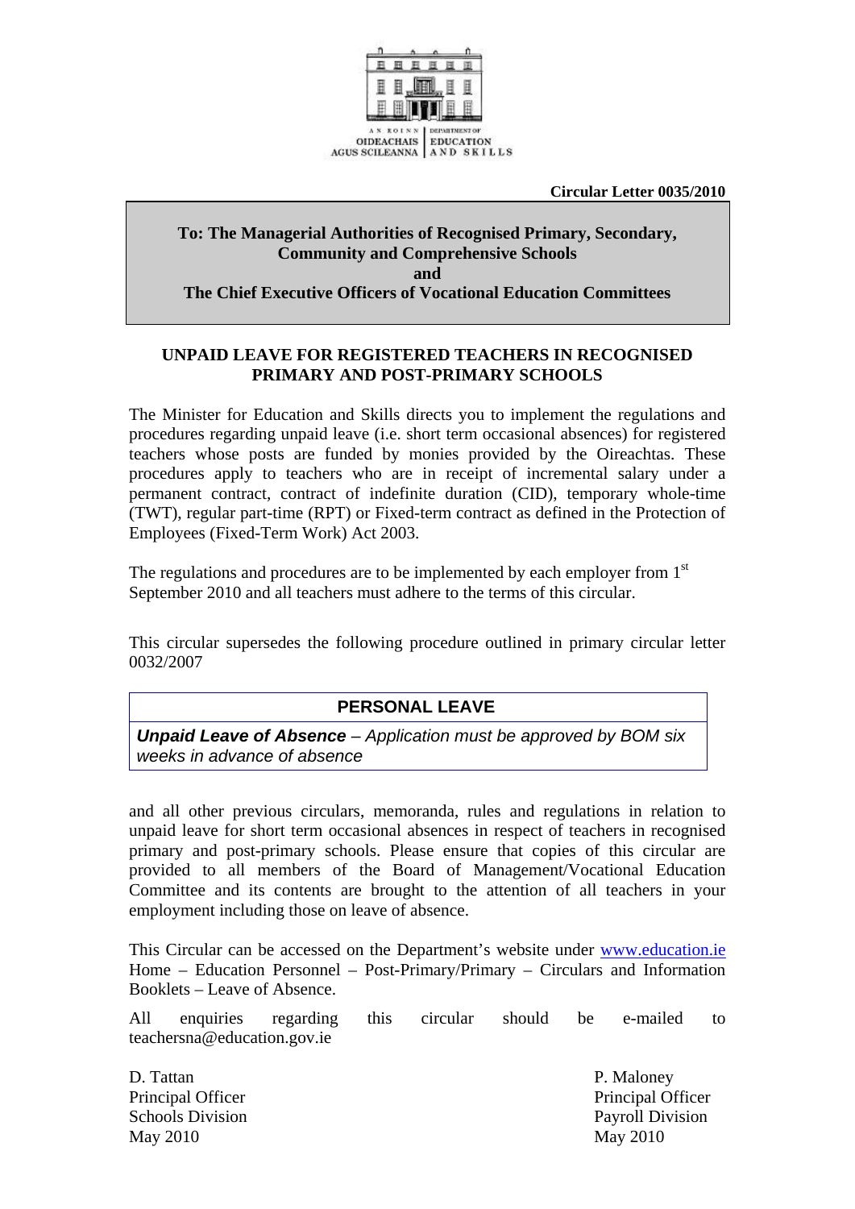AN ROINN OIDEACHAIS AGUS SCILEANNA | DEPARTMENT OF EDUCATION AND SKILLS

**Circular Letter 0035/2010**

**To: The Managerial Authorities of Recognised Primary, Secondary, Community and Comprehensive Schools**
**and**
**The Chief Executive Officers of Vocational Education Committees**

## UNPAID LEAVE FOR REGISTERED TEACHERS IN RECOGNISED PRIMARY AND POST-PRIMARY SCHOOLS

The Minister for Education and Skills directs you to implement the regulations and procedures regarding unpaid leave (i.e. short term occasional absences) for registered teachers whose posts are funded by monies provided by the Oireachtas. These procedures apply to teachers who are in receipt of incremental salary under a permanent contract, contract of indefinite duration (CID), temporary whole-time (TWT), regular part-time (RPT) or Fixed-term contract as defined in the Protection of Employees (Fixed-Term Work) Act 2003.

The regulations and procedures are to be implemented by each employer from 1st September 2010 and all teachers must adhere to the terms of this circular.

This circular supersedes the following procedure outlined in primary circular letter 0032/2007

| **PERSONAL LEAVE** |
|---|
| ***Unpaid Leave of Absence*** *– Application must be approved by BOM six weeks in advance of absence* |

and all other previous circulars, memoranda, rules and regulations in relation to unpaid leave for short term occasional absences in respect of teachers in recognised primary and post-primary schools. Please ensure that copies of this circular are provided to all members of the Board of Management/Vocational Education Committee and its contents are brought to the attention of all teachers in your employment including those on leave of absence.

This Circular can be accessed on the Department's website under www.education.ie Home – Education Personnel – Post-Primary/Primary – Circulars and Information Booklets – Leave of Absence.

All enquiries regarding this circular should be e-mailed to teachersna@education.gov.ie

D. Tattan
Principal Officer
Schools Division
May 2010

P. Maloney
Principal Officer
Payroll Division
May 2010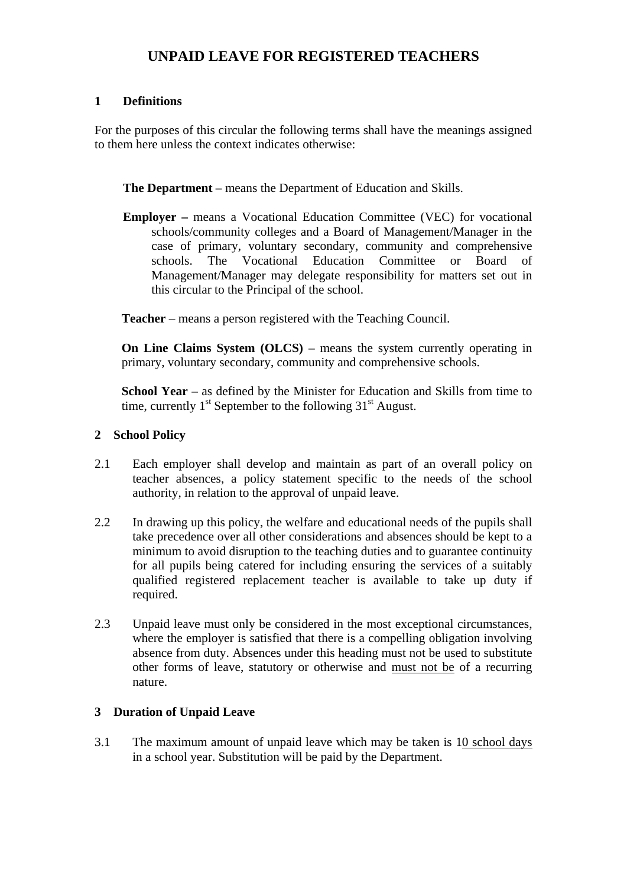# UNPAID LEAVE FOR REGISTERED TEACHERS

## 1 Definitions

For the purposes of this circular the following terms shall have the meanings assigned to them here unless the context indicates otherwise:

**The Department** – means the Department of Education and Skills.

**Employer –** means a Vocational Education Committee (VEC) for vocational schools/community colleges and a Board of Management/Manager in the case of primary, voluntary secondary, community and comprehensive schools. The Vocational Education Committee or Board of Management/Manager may delegate responsibility for matters set out in this circular to the Principal of the school.

**Teacher** – means a person registered with the Teaching Council.

**On Line Claims System (OLCS)** – means the system currently operating in primary, voluntary secondary, community and comprehensive schools.

**School Year** – as defined by the Minister for Education and Skills from time to time, currently 1st September to the following 31st August.

## 2 School Policy

2.1 Each employer shall develop and maintain as part of an overall policy on teacher absences, a policy statement specific to the needs of the school authority, in relation to the approval of unpaid leave.

2.2 In drawing up this policy, the welfare and educational needs of the pupils shall take precedence over all other considerations and absences should be kept to a minimum to avoid disruption to the teaching duties and to guarantee continuity for all pupils being catered for including ensuring the services of a suitably qualified registered replacement teacher is available to take up duty if required.

2.3 Unpaid leave must only be considered in the most exceptional circumstances, where the employer is satisfied that there is a compelling obligation involving absence from duty. Absences under this heading must not be used to substitute other forms of leave, statutory or otherwise and must not be of a recurring nature.

## 3 Duration of Unpaid Leave

3.1 The maximum amount of unpaid leave which may be taken is 10 school days in a school year. Substitution will be paid by the Department.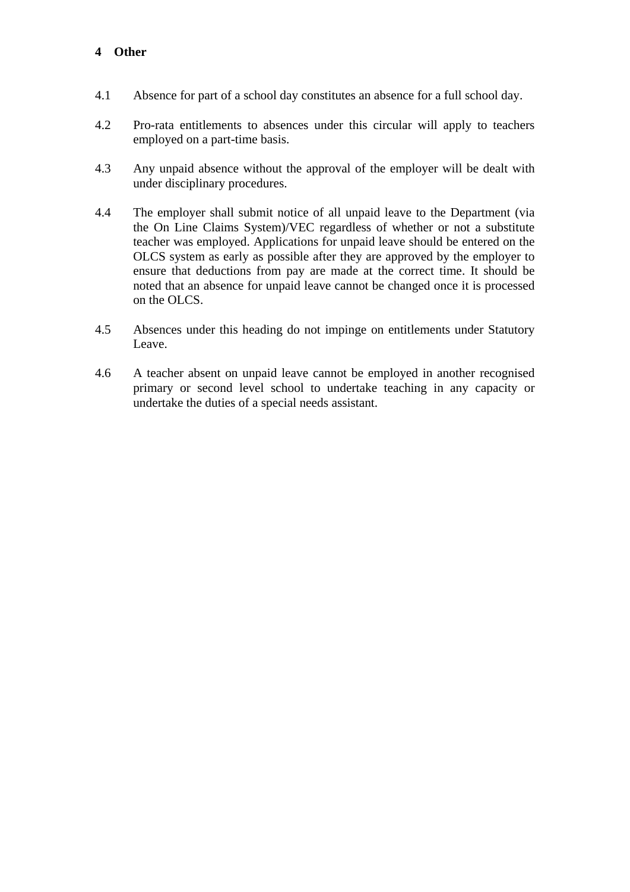## 4 Other

4.1 Absence for part of a school day constitutes an absence for a full school day.

4.2 Pro-rata entitlements to absences under this circular will apply to teachers employed on a part-time basis.

4.3 Any unpaid absence without the approval of the employer will be dealt with under disciplinary procedures.

4.4 The employer shall submit notice of all unpaid leave to the Department (via the On Line Claims System)/VEC regardless of whether or not a substitute teacher was employed. Applications for unpaid leave should be entered on the OLCS system as early as possible after they are approved by the employer to ensure that deductions from pay are made at the correct time. It should be noted that an absence for unpaid leave cannot be changed once it is processed on the OLCS.

4.5 Absences under this heading do not impinge on entitlements under Statutory Leave.

4.6 A teacher absent on unpaid leave cannot be employed in another recognised primary or second level school to undertake teaching in any capacity or undertake the duties of a special needs assistant.